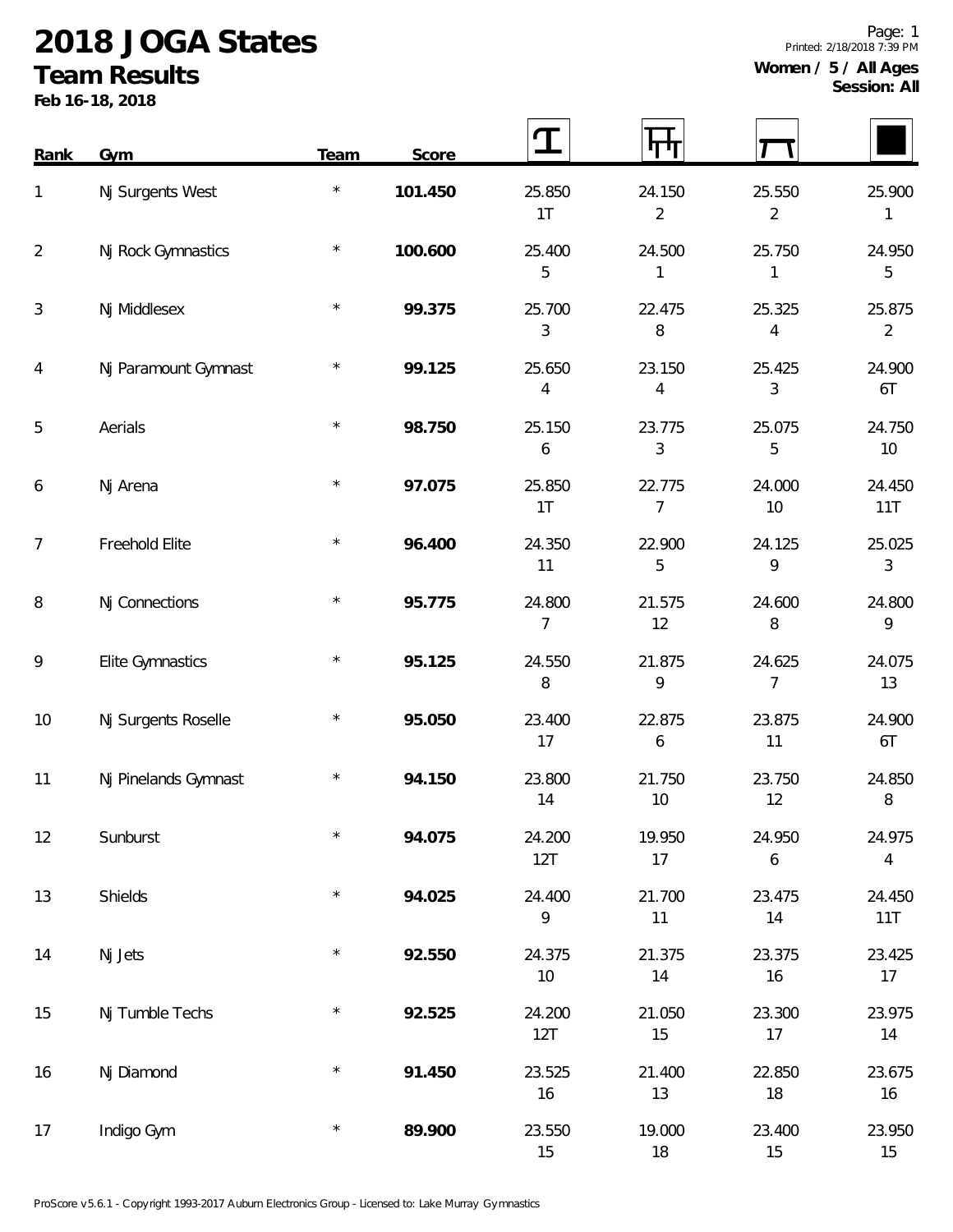# 2018 JOGA States

## Team Results

**Feb 16-18, 2018**

Printed: 2/18/2018 7:39 PM

**Women / 5 / All Ages**
**Session: All**

| Rank | Gym | Team | Score | Vault | Bars | Beam | Floor |
|---|---|---|---|---|---|---|---|
| 1 | Nj Surgents West | * | **101.450** | 25.850 1T | 24.150 2 | 25.550 2 | 25.900 1 |
| 2 | Nj Rock Gymnastics | * | **100.600** | 25.400 5 | 24.500 1 | 25.750 1 | 24.950 5 |
| 3 | Nj Middlesex | * | **99.375** | 25.700 3 | 22.475 8 | 25.325 4 | 25.875 2 |
| 4 | Nj Paramount Gymnast | * | **99.125** | 25.650 4 | 23.150 4 | 25.425 3 | 24.900 6T |
| 5 | Aerials | * | **98.750** | 25.150 6 | 23.775 3 | 25.075 5 | 24.750 10 |
| 6 | Nj Arena | * | **97.075** | 25.850 1T | 22.775 7 | 24.000 10 | 24.450 11T |
| 7 | Freehold Elite | * | **96.400** | 24.350 11 | 22.900 5 | 24.125 9 | 25.025 3 |
| 8 | Nj Connections | * | **95.775** | 24.800 7 | 21.575 12 | 24.600 8 | 24.800 9 |
| 9 | Elite Gymnastics | * | **95.125** | 24.550 8 | 21.875 9 | 24.625 7 | 24.075 13 |
| 10 | Nj Surgents Roselle | * | **95.050** | 23.400 17 | 22.875 6 | 23.875 11 | 24.900 6T |
| 11 | Nj Pinelands Gymnast | * | **94.150** | 23.800 14 | 21.750 10 | 23.750 12 | 24.850 8 |
| 12 | Sunburst | * | **94.075** | 24.200 12T | 19.950 17 | 24.950 6 | 24.975 4 |
| 13 | Shields | * | **94.025** | 24.400 9 | 21.700 11 | 23.475 14 | 24.450 11T |
| 14 | Nj Jets | * | **92.550** | 24.375 10 | 21.375 14 | 23.375 16 | 23.425 17 |
| 15 | Nj Tumble Techs | * | **92.525** | 24.200 12T | 21.050 15 | 23.300 17 | 23.975 14 |
| 16 | Nj Diamond | * | **91.450** | 23.525 16 | 21.400 13 | 22.850 18 | 23.675 16 |
| 17 | Indigo Gym | * | **89.900** | 23.550 15 | 19.000 18 | 23.400 15 | 23.950 15 |

ProScore v5.6.1 - Copyright 1993-2017 Auburn Electronics Group - Licensed to: Lake Murray Gymnastics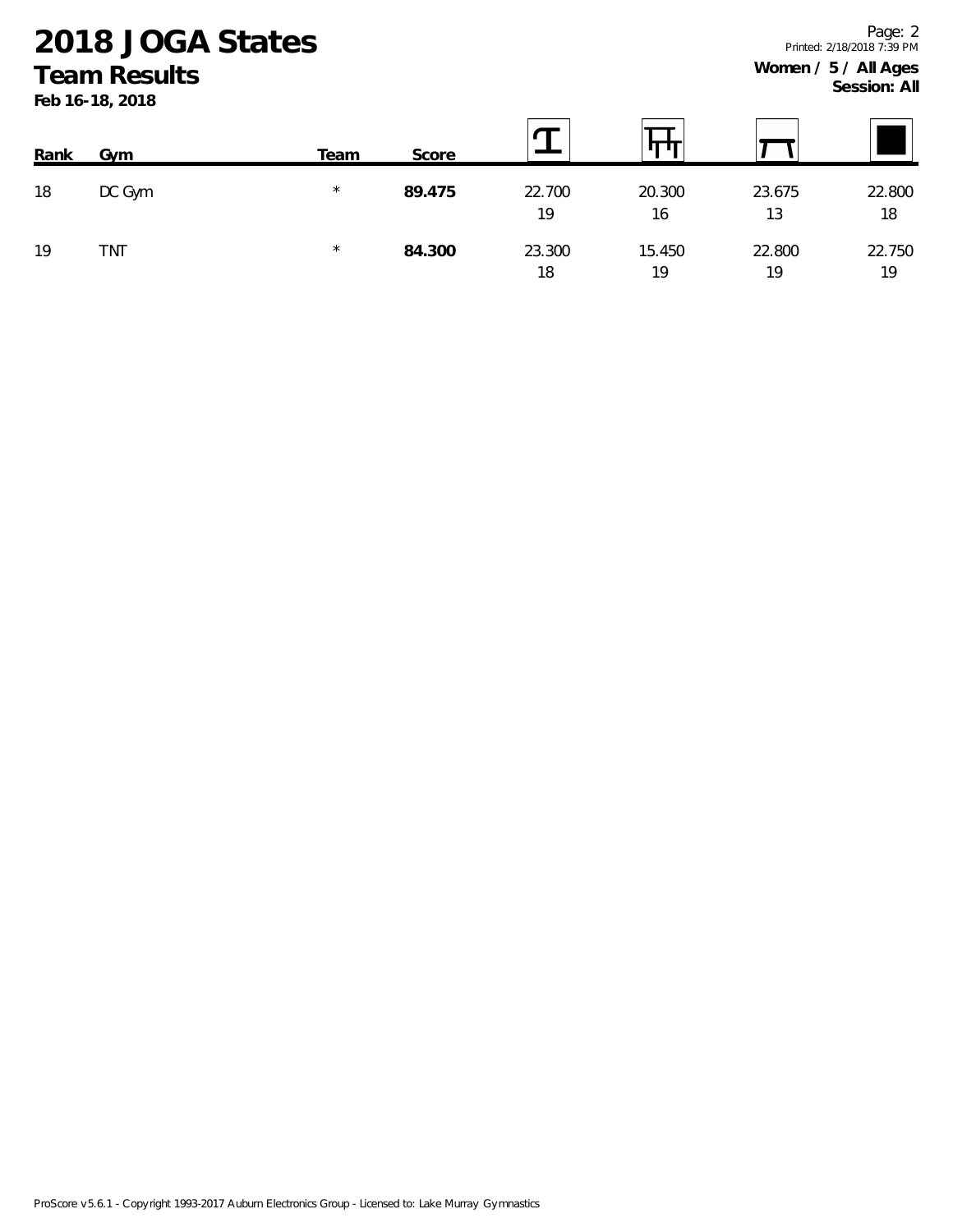# 2018 JOGA States

## Team Results

**Feb 16-18, 2018**

**Women / 5 / All Ages**
**Session: All**

| Rank | Gym | Team | Score | Vault | Bars | Beam | Floor |
|---|---|---|---|---|---|---|---|
| 18 | DC Gym | * | **89.475** | 22.700<br>19 | 20.300<br>16 | 23.675<br>13 | 22.800<br>18 |
| 19 | TNT | * | **84.300** | 23.300<br>18 | 15.450<br>19 | 22.800<br>19 | 22.750<br>19 |

ProScore v5.6.1 - Copyright 1993-2017 Auburn Electronics Group - Licensed to: Lake Murray Gymnastics